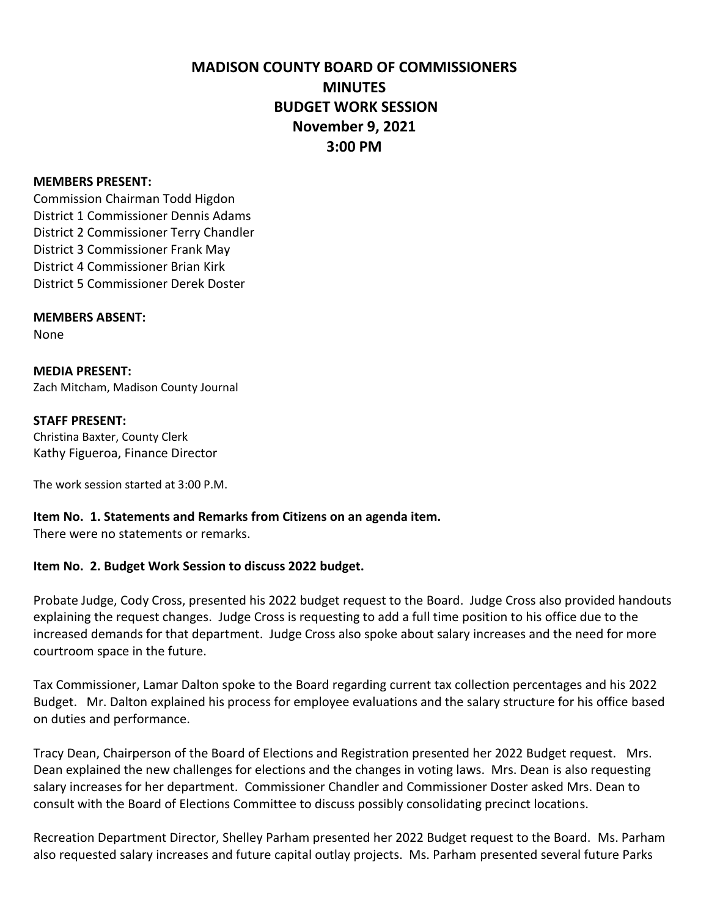# MADISON COUNTY BOARD OF COMMISSIONERS
# MINUTES
# BUDGET WORK SESSION
# November 9, 2021
# 3:00 PM

**MEMBERS PRESENT:**
Commission Chairman Todd Higdon
District 1 Commissioner Dennis Adams
District 2 Commissioner Terry Chandler
District 3 Commissioner Frank May
District 4 Commissioner Brian Kirk
District 5 Commissioner Derek Doster

**MEMBERS ABSENT:**
None

**MEDIA PRESENT:**
Zach Mitcham, Madison County Journal

**STAFF PRESENT:**
Christina Baxter, County Clerk
Kathy Figueroa, Finance Director

The work session started at 3:00 P.M.

**Item No. 1. Statements and Remarks from Citizens on an agenda item.**
There were no statements or remarks.

**Item No. 2. Budget Work Session to discuss 2022 budget.**

Probate Judge, Cody Cross, presented his 2022 budget request to the Board. Judge Cross also provided handouts explaining the request changes. Judge Cross is requesting to add a full time position to his office due to the increased demands for that department. Judge Cross also spoke about salary increases and the need for more courtroom space in the future.

Tax Commissioner, Lamar Dalton spoke to the Board regarding current tax collection percentages and his 2022 Budget. Mr. Dalton explained his process for employee evaluations and the salary structure for his office based on duties and performance.

Tracy Dean, Chairperson of the Board of Elections and Registration presented her 2022 Budget request. Mrs. Dean explained the new challenges for elections and the changes in voting laws. Mrs. Dean is also requesting salary increases for her department. Commissioner Chandler and Commissioner Doster asked Mrs. Dean to consult with the Board of Elections Committee to discuss possibly consolidating precinct locations.

Recreation Department Director, Shelley Parham presented her 2022 Budget request to the Board. Ms. Parham also requested salary increases and future capital outlay projects. Ms. Parham presented several future Parks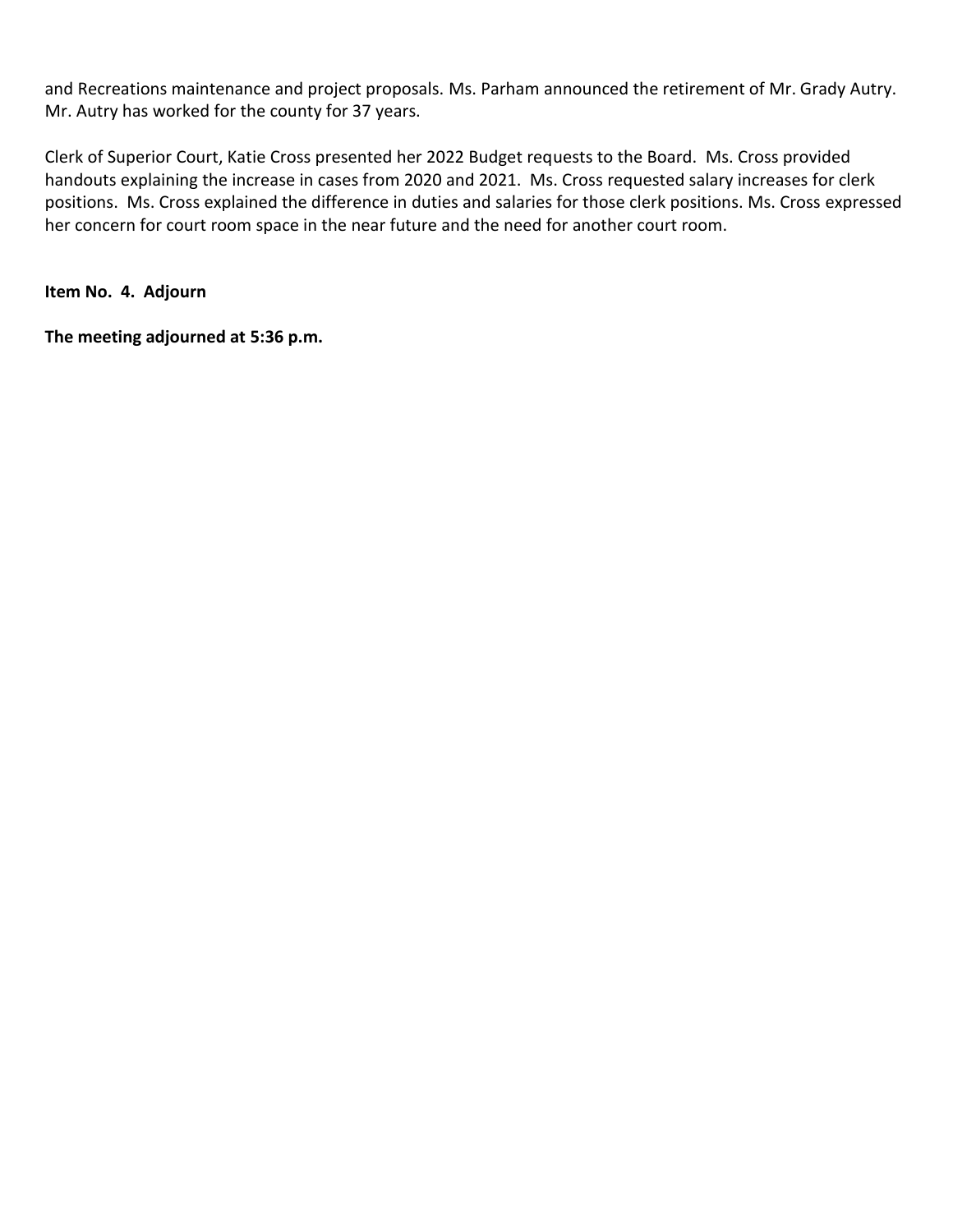and Recreations maintenance and project proposals. Ms. Parham announced the retirement of Mr. Grady Autry. Mr. Autry has worked for the county for 37 years.

Clerk of Superior Court, Katie Cross presented her 2022 Budget requests to the Board. Ms. Cross provided handouts explaining the increase in cases from 2020 and 2021. Ms. Cross requested salary increases for clerk positions. Ms. Cross explained the difference in duties and salaries for those clerk positions. Ms. Cross expressed her concern for court room space in the near future and the need for another court room.

**Item No. 4. Adjourn**

**The meeting adjourned at 5:36 p.m.**